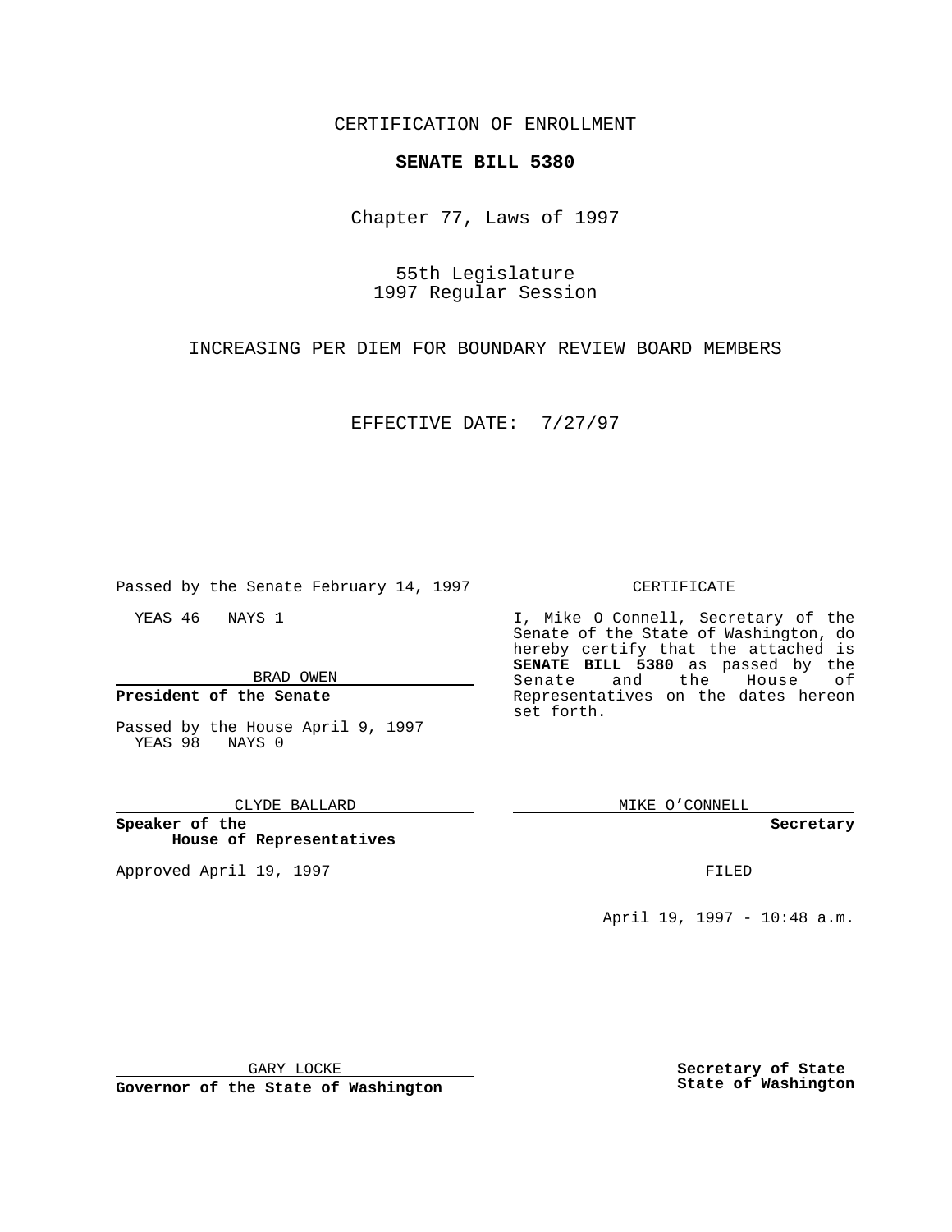CERTIFICATION OF ENROLLMENT

**SENATE BILL 5380**

Chapter 77, Laws of 1997

55th Legislature
1997 Regular Session

INCREASING PER DIEM FOR BOUNDARY REVIEW BOARD MEMBERS

EFFECTIVE DATE: 7/27/97

Passed by the Senate February 14, 1997

YEAS 46 NAYS 1

BRAD OWEN

**President of the Senate**

Passed by the House April 9, 1997
YEAS 98 NAYS 0

CLYDE BALLARD

**Speaker of the House of Representatives**

Approved April 19, 1997

GARY LOCKE

**Governor of the State of Washington**

CERTIFICATE

I, Mike O Connell, Secretary of the Senate of the State of Washington, do hereby certify that the attached is **SENATE BILL 5380** as passed by the Senate and the House of Representatives on the dates hereon set forth.

MIKE O'CONNELL

**Secretary**

FILED

April 19, 1997 - 10:48 a.m.

**Secretary of State**
**State of Washington**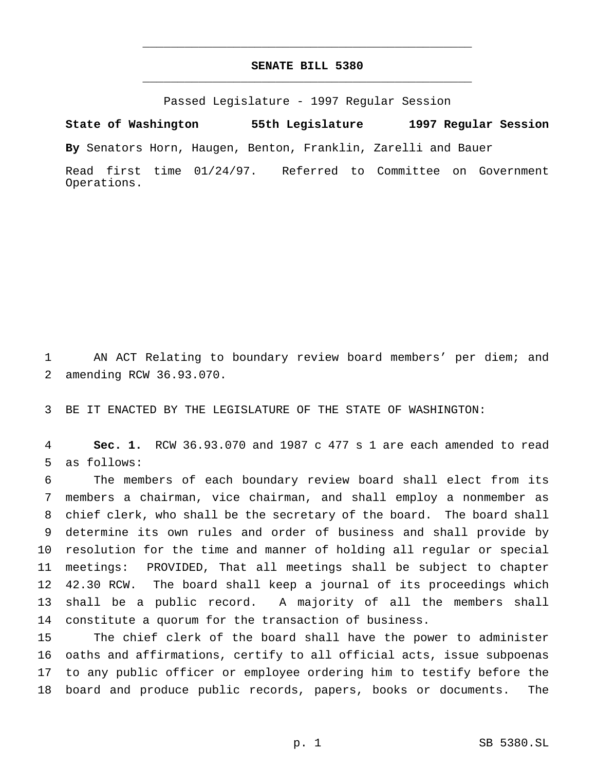# SENATE BILL 5380

Passed Legislature - 1997 Regular Session

**State of Washington 55th Legislature 1997 Regular Session**

**By** Senators Horn, Haugen, Benton, Franklin, Zarelli and Bauer

Read first time 01/24/97. Referred to Committee on Government Operations.

AN ACT Relating to boundary review board members' per diem; and amending RCW 36.93.070.

BE IT ENACTED BY THE LEGISLATURE OF THE STATE OF WASHINGTON:

**Sec. 1.** RCW 36.93.070 and 1987 c 477 s 1 are each amended to read as follows:

The members of each boundary review board shall elect from its members a chairman, vice chairman, and shall employ a nonmember as chief clerk, who shall be the secretary of the board. The board shall determine its own rules and order of business and shall provide by resolution for the time and manner of holding all regular or special meetings: PROVIDED, That all meetings shall be subject to chapter 42.30 RCW. The board shall keep a journal of its proceedings which shall be a public record. A majority of all the members shall constitute a quorum for the transaction of business.

The chief clerk of the board shall have the power to administer oaths and affirmations, certify to all official acts, issue subpoenas to any public officer or employee ordering him to testify before the board and produce public records, papers, books or documents. The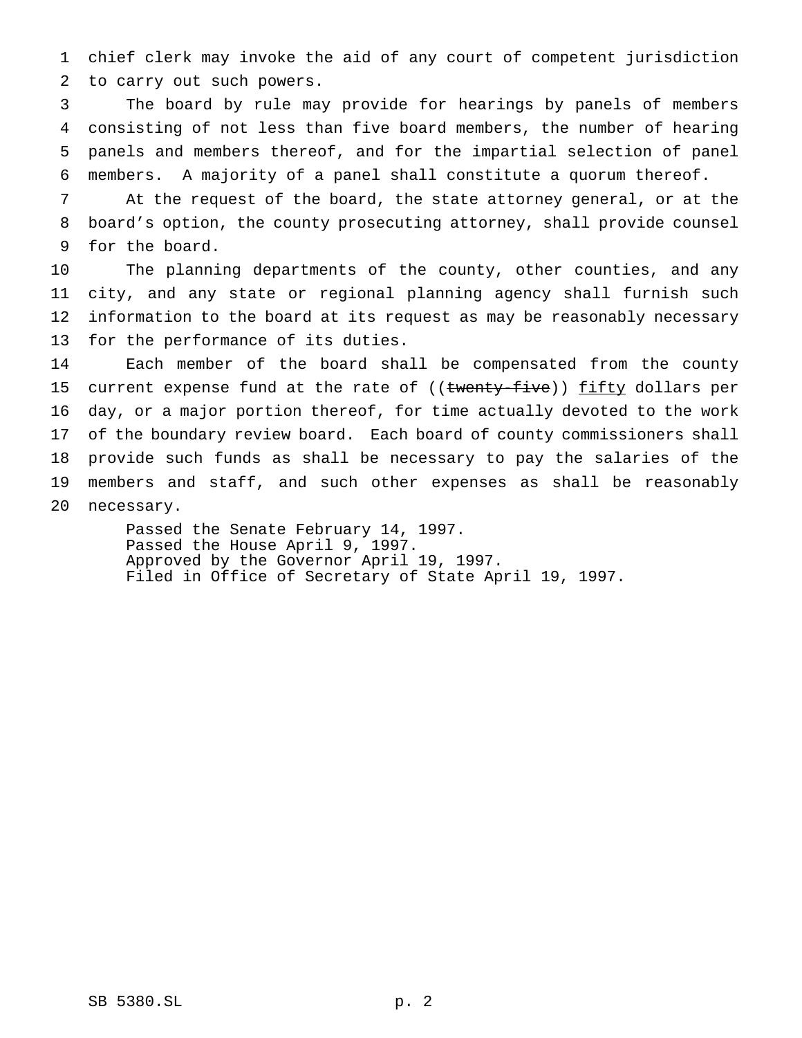chief clerk may invoke the aid of any court of competent jurisdiction to carry out such powers.

The board by rule may provide for hearings by panels of members consisting of not less than five board members, the number of hearing panels and members thereof, and for the impartial selection of panel members. A majority of a panel shall constitute a quorum thereof.

At the request of the board, the state attorney general, or at the board's option, the county prosecuting attorney, shall provide counsel for the board.

The planning departments of the county, other counties, and any city, and any state or regional planning agency shall furnish such information to the board at its request as may be reasonably necessary for the performance of its duties.

Each member of the board shall be compensated from the county current expense fund at the rate of ((~~twenty-five~~)) <u>fifty</u> dollars per day, or a major portion thereof, for time actually devoted to the work of the boundary review board. Each board of county commissioners shall provide such funds as shall be necessary to pay the salaries of the members and staff, and such other expenses as shall be reasonably necessary.

Passed the Senate February 14, 1997.
Passed the House April 9, 1997.
Approved by the Governor April 19, 1997.
Filed in Office of Secretary of State April 19, 1997.